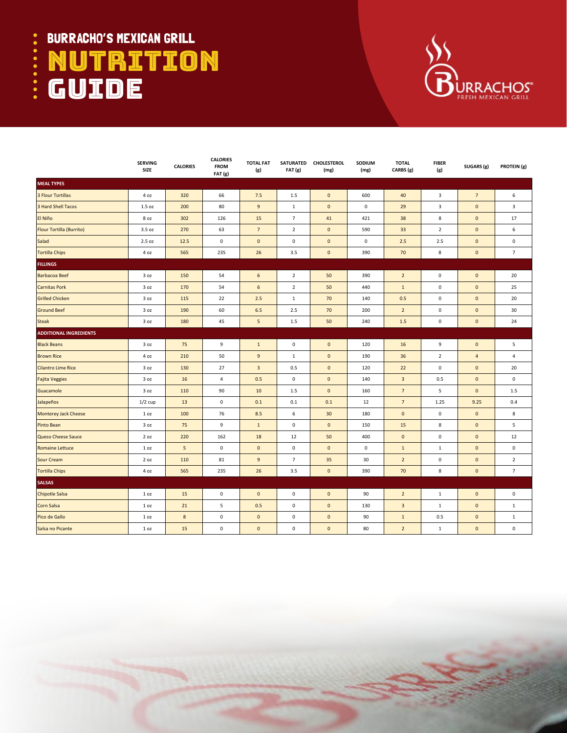# BURRACHO'S MEXICAN GRILL

# NUTRITION GUIDE

BURRACHOS FRESH MEXICAN GRILL

| | SERVING SIZE | CALORIES | CALORIES FROM FAT (g) | TOTAL FAT (g) | SATURATED FAT (g) | CHOLESTEROL (mg) | SODIUM (mg) | TOTAL CARBS (g) | FIBER (g) | SUGARS (g) | PROTEIN (g) |
|---|---|---|---|---|---|---|---|---|---|---|---|
| **MEAL TYPES** | | | | | | | | | | | |
| 3 Flour Tortillas | 4 oz | 320 | 66 | 7.5 | 1.5 | 0 | 600 | 40 | 3 | 7 | 6 |
| 3 Hard Shell Tacos | 1.5 oz | 200 | 80 | 9 | 1 | 0 | 0 | 29 | 3 | 0 | 3 |
| El Niño | 8 oz | 302 | 126 | 15 | 7 | 41 | 421 | 38 | 8 | 0 | 17 |
| Flour Tortilla (Burrito) | 3.5 oz | 270 | 63 | 7 | 2 | 0 | 590 | 33 | 2 | 0 | 6 |
| Salad | 2.5 oz | 12.5 | 0 | 0 | 0 | 0 | 0 | 2.5 | 2.5 | 0 | 0 |
| Tortilla Chips | 4 oz | 565 | 235 | 26 | 3.5 | 0 | 390 | 70 | 8 | 0 | 7 |
| **FILLINGS** | | | | | | | | | | | |
| Barbacoa Beef | 3 oz | 150 | 54 | 6 | 2 | 50 | 390 | 2 | 0 | 0 | 20 |
| Carnitas Pork | 3 oz | 170 | 54 | 6 | 2 | 50 | 440 | 1 | 0 | 0 | 25 |
| Grilled Chicken | 3 oz | 115 | 22 | 2.5 | 1 | 70 | 140 | 0.5 | 0 | 0 | 20 |
| Ground Beef | 3 oz | 190 | 60 | 6.5 | 2.5 | 70 | 200 | 2 | 0 | 0 | 30 |
| Steak | 3 oz | 180 | 45 | 5 | 1.5 | 50 | 240 | 1.5 | 0 | 0 | 24 |
| **ADDITIONAL INGREDIENTS** | | | | | | | | | | | |
| Black Beans | 3 oz | 75 | 9 | 1 | 0 | 0 | 120 | 16 | 9 | 0 | 5 |
| Brown Rice | 4 oz | 210 | 50 | 9 | 1 | 0 | 190 | 36 | 2 | 4 | 4 |
| Cilantro Lime Rice | 3 oz | 130 | 27 | 3 | 0.5 | 0 | 120 | 22 | 0 | 0 | 20 |
| Fajita Veggies | 3 oz | 16 | 4 | 0.5 | 0 | 0 | 140 | 3 | 0.5 | 0 | 0 |
| Guacamole | 3 oz | 110 | 90 | 10 | 1.5 | 0 | 160 | 7 | 5 | 0 | 1.5 |
| Jalapeños | 1/2 cup | 13 | 0 | 0.1 | 0.1 | 0.1 | 12 | 7 | 1.25 | 9.25 | 0.4 |
| Monterey Jack Cheese | 1 oz | 100 | 76 | 8.5 | 6 | 30 | 180 | 0 | 0 | 0 | 8 |
| Pinto Bean | 3 oz | 75 | 9 | 1 | 0 | 0 | 150 | 15 | 8 | 0 | 5 |
| Queso Cheese Sauce | 2 oz | 220 | 162 | 18 | 12 | 50 | 400 | 0 | 0 | 0 | 12 |
| Romaine Lettuce | 1 oz | 5 | 0 | 0 | 0 | 0 | 0 | 1 | 1 | 0 | 0 |
| Sour Cream | 2 oz | 110 | 81 | 9 | 7 | 35 | 30 | 2 | 0 | 0 | 2 |
| Tortilla Chips | 4 oz | 565 | 235 | 26 | 3.5 | 0 | 390 | 70 | 8 | 0 | 7 |
| **SALSAS** | | | | | | | | | | | |
| Chipotle Salsa | 1 oz | 15 | 0 | 0 | 0 | 0 | 90 | 2 | 1 | 0 | 0 |
| Corn Salsa | 1 oz | 21 | 5 | 0.5 | 0 | 0 | 130 | 3 | 1 | 0 | 1 |
| Pico de Gallo | 1 oz | 8 | 0 | 0 | 0 | 0 | 90 | 1 | 0.5 | 0 | 1 |
| Salsa no Picante | 1 oz | 15 | 0 | 0 | 0 | 0 | 80 | 2 | 1 | 0 | 0 |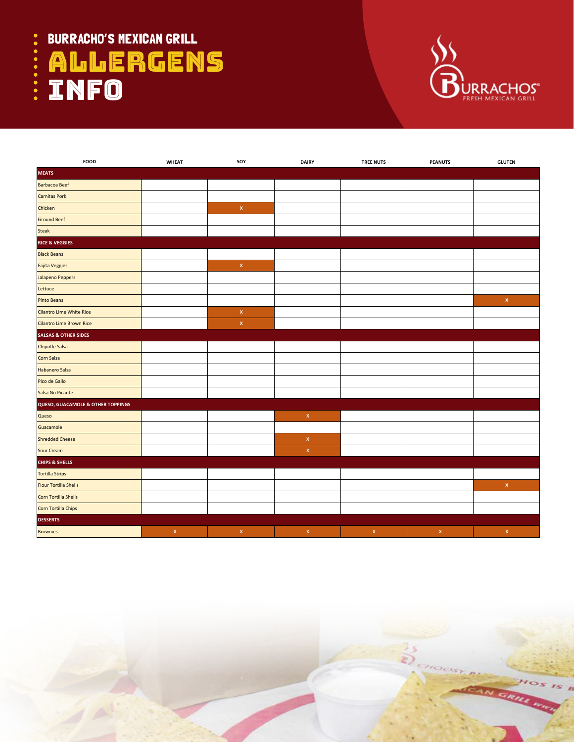# BURRACHO'S MEXICAN GRILL

# ALLERGENS INFO

BURRACHOS® FRESH MEXICAN GRILL

| FOOD | WHEAT | SOY | DAIRY | TREE NUTS | PEANUTS | GLUTEN |
|---|---|---|---|---|---|---|
| **MEATS** | | | | | | |
| Barbacoa Beef | | | | | | |
| Carnitas Pork | | | | | | |
| Chicken | | X | | | | |
| Ground Beef | | | | | | |
| Steak | | | | | | |
| **RICE & VEGGIES** | | | | | | |
| Black Beans | | | | | | |
| Fajita Veggies | | X | | | | |
| Jalapeno Peppers | | | | | | |
| Lettuce | | | | | | |
| Pinto Beans | | | | | | X |
| Cilantro Lime White Rice | | X | | | | |
| Cilantro Lime Brown Rice | | X | | | | |
| **SALSAS & OTHER SIDES** | | | | | | |
| Chipotle Salsa | | | | | | |
| Corn Salsa | | | | | | |
| Habanero Salsa | | | | | | |
| Pico de Gallo | | | | | | |
| Salsa No Picante | | | | | | |
| **QUESO, GUACAMOLE & OTHER TOPPINGS** | | | | | | |
| Queso | | | X | | | |
| Guacamole | | | | | | |
| Shredded Cheese | | | X | | | |
| Sour Cream | | | X | | | |
| **CHIPS & SHELLS** | | | | | | |
| Tortilla Strips | | | | | | |
| Flour Tortilla Shells | | | | | | X |
| Corn Tortilla Shells | | | | | | |
| Corn Tortilla Chips | | | | | | |
| **DESSERTS** | | | | | | |
| Brownies | X | X | X | X | X | X |